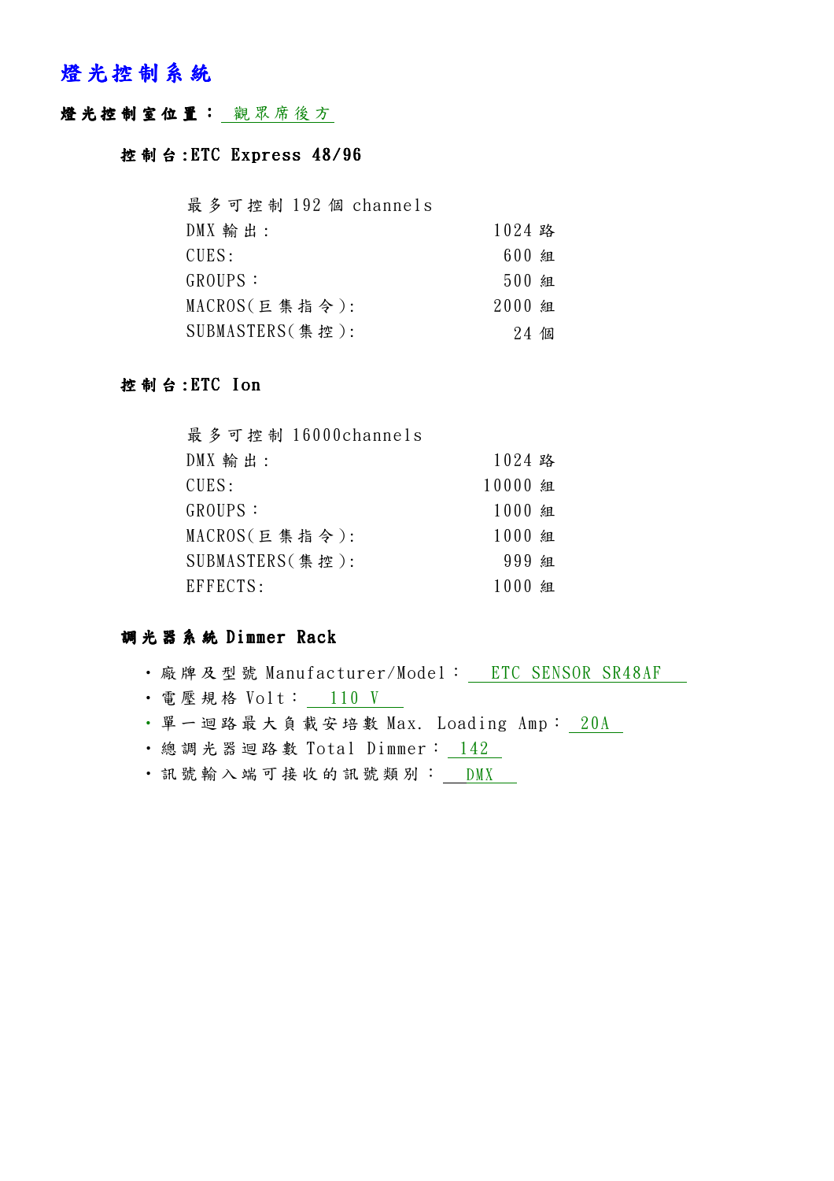# 燈光控制系統

**燈光控制室位置：** 觀眾席後方

### 控制台:ETC Express 48/96

最多可控制 192 個 channels

| | |
|---|---|
| DMX 輸出: | 1024 路 |
| CUES: | 600 組 |
| GROUPS： | 500 組 |
| MACROS(巨集指令): | 2000 組 |
| SUBMASTERS(集控): | 24 個 |

### 控制台:ETC Ion

最多可控制 16000channels

| | |
|---|---|
| DMX 輸出: | 1024 路 |
| CUES: | 10000 組 |
| GROUPS： | 1000 組 |
| MACROS(巨集指令): | 1000 組 |
| SUBMASTERS(集控): | 999 組 |
| EFFECTS: | 1000 組 |

### 調光器系統 Dimmer Rack

- 廠牌及型號 Manufacturer/Model： ETC SENSOR SR48AF
- 電壓規格 Volt： 110 V
- 單一迴路最大負載安培數 Max. Loading Amp： 20A
- 總調光器迴路數 Total Dimmer： 142
- 訊號輸入端可接收的訊號類別 ： DMX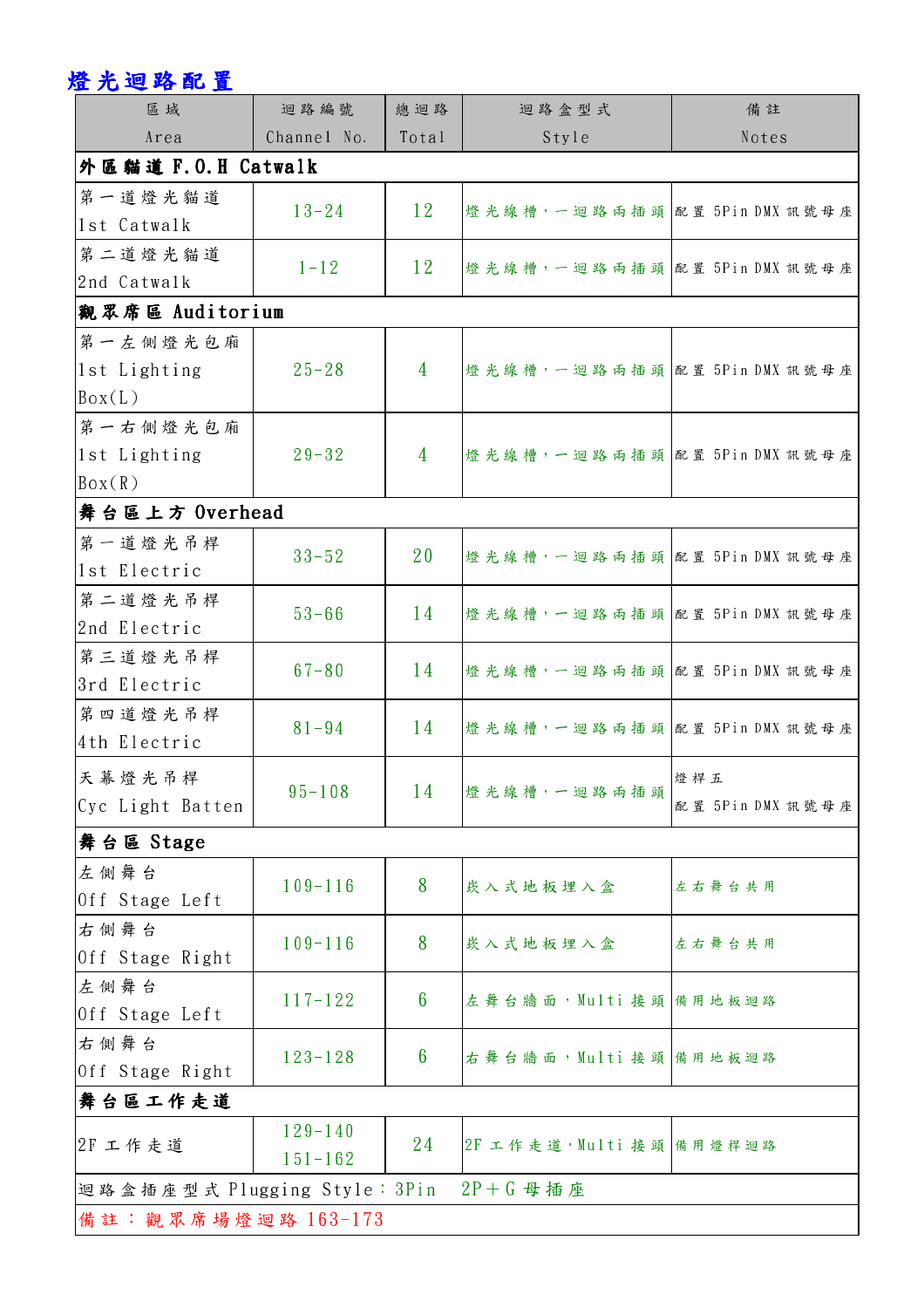## 燈光迴路配置

| 區域<br>Area | 迴路編號<br>Channel No. | 總迴路<br>Total | 迴路盒型式<br>Style | 備註<br>Notes |
|---|---|---|---|---|
| **外區貓道 F.O.H Catwalk** | | | | |
| 第一道燈光貓道<br>1st Catwalk | 13-24 | 12 | 燈光線槽，一迴路兩插頭 | 配置 5Pin DMX 訊號母座 |
| 第二道燈光貓道<br>2nd Catwalk | 1-12 | 12 | 燈光線槽，一迴路兩插頭 | 配置 5Pin DMX 訊號母座 |
| **觀眾席區 Auditorium** | | | | |
| 第一左側燈光包廂<br>1st Lighting Box(L) | 25-28 | 4 | 燈光線槽，一迴路兩插頭 | 配置 5Pin DMX 訊號母座 |
| 第一右側燈光包廂<br>1st Lighting Box(R) | 29-32 | 4 | 燈光線槽，一迴路兩插頭 | 配置 5Pin DMX 訊號母座 |
| **舞台區上方 Overhead** | | | | |
| 第一道燈光吊桿<br>1st Electric | 33-52 | 20 | 燈光線槽，一迴路兩插頭 | 配置 5Pin DMX 訊號母座 |
| 第二道燈光吊桿<br>2nd Electric | 53-66 | 14 | 燈光線槽，一迴路兩插頭 | 配置 5Pin DMX 訊號母座 |
| 第三道燈光吊桿<br>3rd Electric | 67-80 | 14 | 燈光線槽，一迴路兩插頭 | 配置 5Pin DMX 訊號母座 |
| 第四道燈光吊桿<br>4th Electric | 81-94 | 14 | 燈光線槽，一迴路兩插頭 | 配置 5Pin DMX 訊號母座 |
| 天幕燈光吊桿<br>Cyc Light Batten | 95-108 | 14 | 燈光線槽，一迴路兩插頭 | 燈桿五<br>配置 5Pin DMX 訊號母座 |
| **舞台區 Stage** | | | | |
| 左側舞台<br>Off Stage Left | 109-116 | 8 | 崁入式地板埋入盒 | 左右舞台共用 |
| 右側舞台<br>Off Stage Right | 109-116 | 8 | 崁入式地板埋入盒 | 左右舞台共用 |
| 左側舞台<br>Off Stage Left | 117-122 | 6 | 左舞台牆面，Multi 接頭 | 備用地板迴路 |
| 右側舞台<br>Off Stage Right | 123-128 | 6 | 右舞台牆面，Multi 接頭 | 備用地板迴路 |
| **舞台區工作走道** | | | | |
| 2F 工作走道 | 129-140<br>151-162 | 24 | 2F 工作走道，Multi 接頭 | 備用燈桿迴路 |
| 迴路盒插座型式 Plugging Style：3Pin　2P＋G 母插座 | | | | |
| 備註：觀眾席場燈迴路 163-173 | | | | |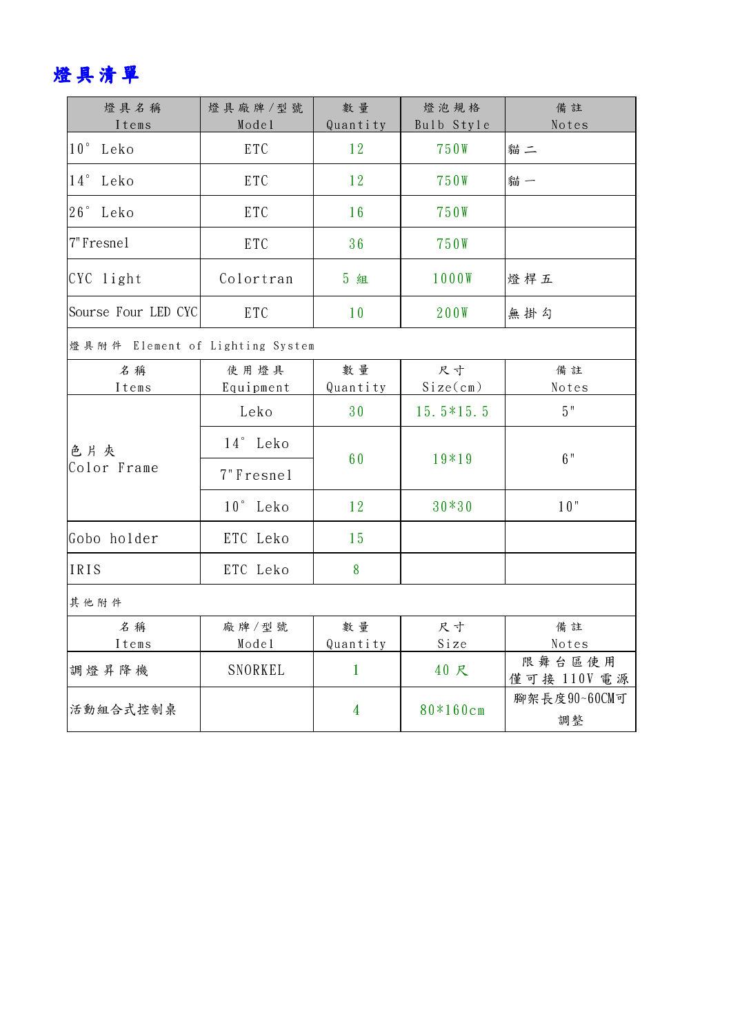# 燈具清單

| 燈具名稱<br>Items | 燈具廠牌/型號<br>Model | 數量<br>Quantity | 燈泡規格<br>Bulb Style | 備註<br>Notes |
|---|---|---|---|---|
| 10° Leko | ETC | 12 | 750W | 貓二 |
| 14° Leko | ETC | 12 | 750W | 貓一 |
| 26° Leko | ETC | 16 | 750W | |
| 7"Fresnel | ETC | 36 | 750W | |
| CYC light | Colortran | 5 組 | 1000W | 燈桿五 |
| Sourse Four LED CYC | ETC | 10 | 200W | 無掛勾 |

燈具附件 Element of Lighting System

| 名稱<br>Items | 使用燈具<br>Equipment | 數量<br>Quantity | 尺寸<br>Size(cm) | 備註<br>Notes |
|---|---|---|---|---|
| 色片夾<br>Color Frame | Leko | 30 | 15.5*15.5 | 5" |
| | 14° Leko<br>7"Fresnel | 60 | 19*19 | 6" |
| | 10° Leko | 12 | 30*30 | 10" |
| Gobo holder | ETC Leko | 15 | | |
| IRIS | ETC Leko | 8 | | |

其他附件

| 名稱<br>Items | 廠牌/型號<br>Model | 數量<br>Quantity | 尺寸<br>Size | 備註<br>Notes |
|---|---|---|---|---|
| 調燈昇降機 | SNORKEL | 1 | 40 尺 | 限舞台區使用<br>僅可接 110V 電源 |
| 活動組合式控制桌 | | 4 | 80*160cm | 腳架長度90~60CM可調整 |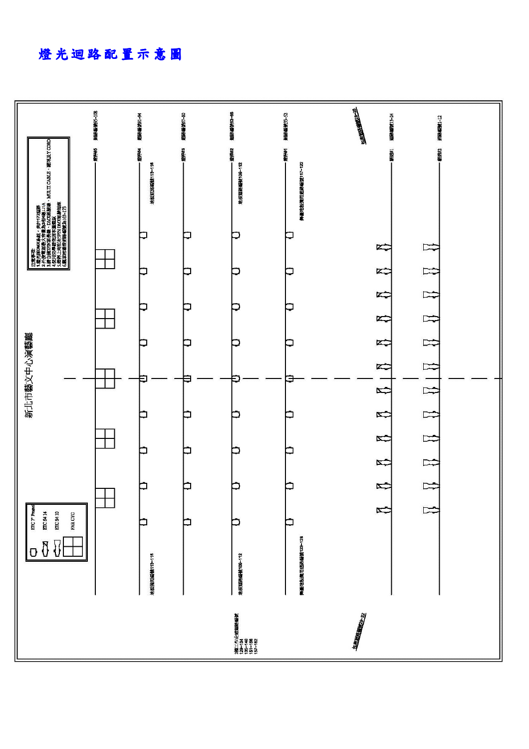# 燈光迴路配置示意圖

新北市藝文中心演藝廳

注意事項:
1.燈光採DMX系統，共計173迴路
2.外接電源最大容量為3相4線125A
3.舞台吊桿STRIP接頭為DJ3接頭，MULTI CABLE，需另附Y CORD
4.燈具固定需使用安全鋼索
5.燈桿上燈具為STRIP DMX迴路接頭
6.觀眾席燈光控制迴路編號為163~173

ETC 7" Fresnel
ETC S4 14
ETC S4 10
PAR CYC

燈桿#5 迴路編號95~108
燈桿#4 迴路編號81~94
燈桿#3 迴路編號67~80
燈桿#2 迴路編號53~66
燈桿#1 迴路編號33~52
包廂迴路編號25~28
前排1 迴路編號13~24
前排2 迴路編號1~12

地板迴路編號113~116
地板迴路編號109~112
舞臺地板備用迴路編號117~122

地板備用迴路編號113~116
地板迴路編號109~112
舞臺地板備用迴路編號123~128

2樓工作走道迴路編號
129~134
135~140
151~156
157~162

包廂迴路編號29~32